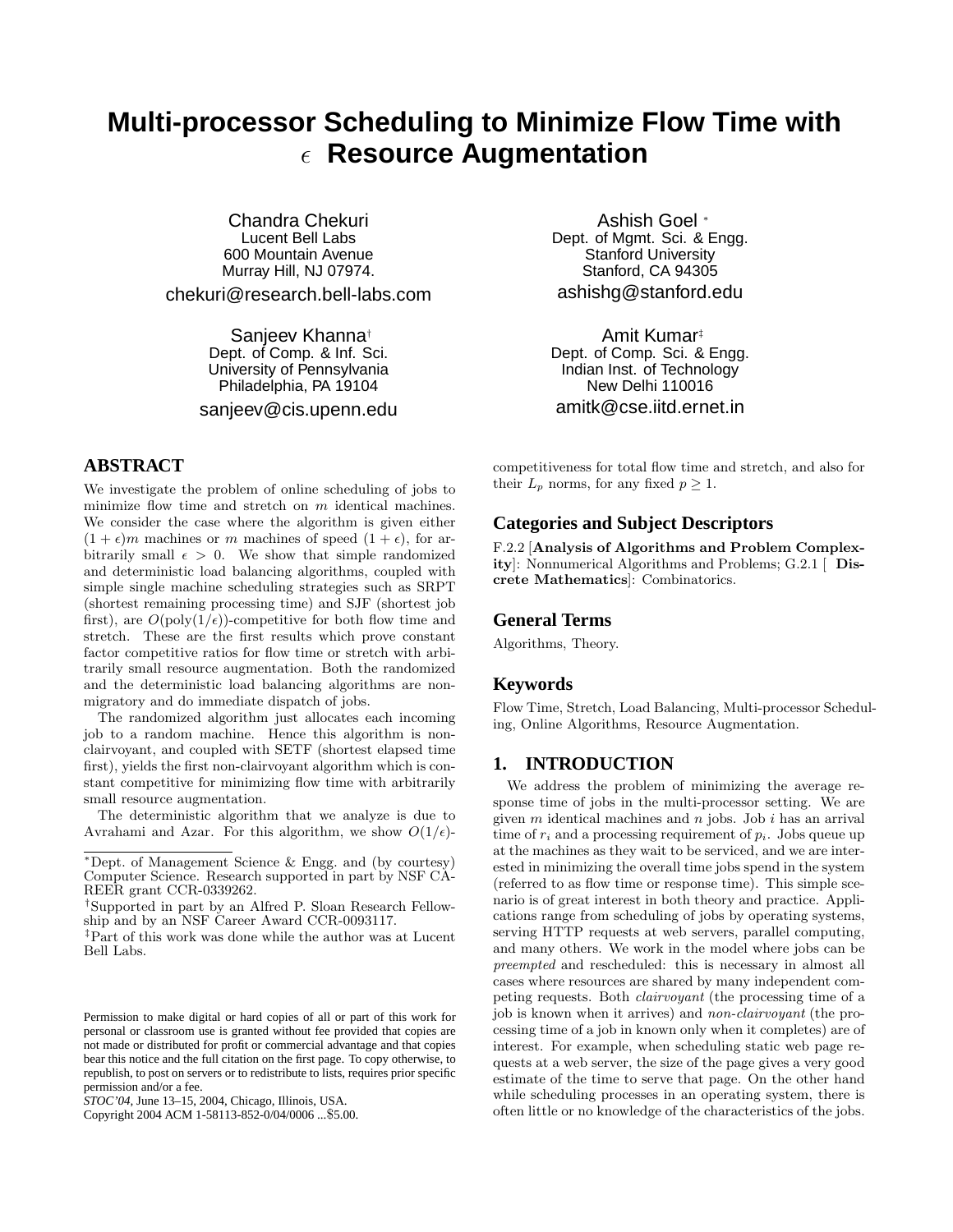# Multi-processor Scheduling to Minimize Flow Time with $\epsilon$ Resource Augmentation

Chandra Chekuri
Lucent Bell Labs
600 Mountain Avenue
Murray Hill, NJ 07974.
chekuri@research.bell-labs.com

Ashish Goel [*]
Dept. of Mgmt. Sci. & Engg.
Stanford University
Stanford, CA 94305
ashishg@stanford.edu

Sanjeev Khanna[†]
Dept. of Comp. & Inf. Sci.
University of Pennsylvania
Philadelphia, PA 19104
sanjeev@cis.upenn.edu

Amit Kumar[‡]
Dept. of Comp. Sci. & Engg.
Indian Inst. of Technology
New Delhi 110016
amitk@cse.iitd.ernet.in

## ABSTRACT

We investigate the problem of online scheduling of jobs to minimize flow time and stretch on $m$ identical machines. We consider the case where the algorithm is given either $(1+\epsilon)m$ machines or $m$ machines of speed $(1+\epsilon)$, for arbitrarily small $\epsilon > 0$. We show that simple randomized and deterministic load balancing algorithms, coupled with simple single machine scheduling strategies such as SRPT (shortest remaining processing time) and SJF (shortest job first), are $O(\text{poly}(1/\epsilon))$-competitive for both flow time and stretch. These are the first results which prove constant factor competitive ratios for flow time or stretch with arbitrarily small resource augmentation. Both the randomized and the deterministic load balancing algorithms are non-migratory and do immediate dispatch of jobs.

The randomized algorithm just allocates each incoming job to a random machine. Hence this algorithm is non-clairvoyant, and coupled with SETF (shortest elapsed time first), yields the first non-clairvoyant algorithm which is constant competitive for minimizing flow time with arbitrarily small resource augmentation.

The deterministic algorithm that we analyze is due to Avrahami and Azar. For this algorithm, we show $O(1/\epsilon)$-competitiveness for total flow time and stretch, and also for their $L_p$ norms, for any fixed $p \geq 1$.

[*]Dept. of Management Science & Engg. and (by courtesy) Computer Science. Research supported in part by NSF CAREER grant CCR-0339262.

[†]Supported in part by an Alfred P. Sloan Research Fellowship and by an NSF Career Award CCR-0093117.

[‡]Part of this work was done while the author was at Lucent Bell Labs.

Permission to make digital or hard copies of all or part of this work for personal or classroom use is granted without fee provided that copies are not made or distributed for profit or commercial advantage and that copies bear this notice and the full citation on the first page. To copy otherwise, to republish, to post on servers or to redistribute to lists, requires prior specific permission and/or a fee.
*STOC'04*, June 13–15, 2004, Chicago, Illinois, USA.
Copyright 2004 ACM 1-58113-852-0/04/0006 ...$5.00.

## Categories and Subject Descriptors

F.2.2 [**Analysis of Algorithms and Problem Complexity**]: Nonnumerical Algorithms and Problems; G.2.1 [ **Discrete Mathematics**]: Combinatorics.

## General Terms

Algorithms, Theory.

## Keywords

Flow Time, Stretch, Load Balancing, Multi-processor Scheduling, Online Algorithms, Resource Augmentation.

## 1. INTRODUCTION

We address the problem of minimizing the average response time of jobs in the multi-processor setting. We are given $m$ identical machines and $n$ jobs. Job $i$ has an arrival time of $r_i$ and a processing requirement of $p_i$. Jobs queue up at the machines as they wait to be serviced, and we are interested in minimizing the overall time jobs spend in the system (referred to as flow time or response time). This simple scenario is of great interest in both theory and practice. Applications range from scheduling of jobs by operating systems, serving HTTP requests at web servers, parallel computing, and many others. We work in the model where jobs can be *preempted* and rescheduled: this is necessary in almost all cases where resources are shared by many independent competing requests. Both *clairvoyant* (the processing time of a job is known when it arrives) and *non-clairvoyant* (the processing time of a job in known only when it completes) are of interest. For example, when scheduling static web page requests at a web server, the size of the page gives a very good estimate of the time to serve that page. On the other hand while scheduling processes in an operating system, there is often little or no knowledge of the characteristics of the jobs.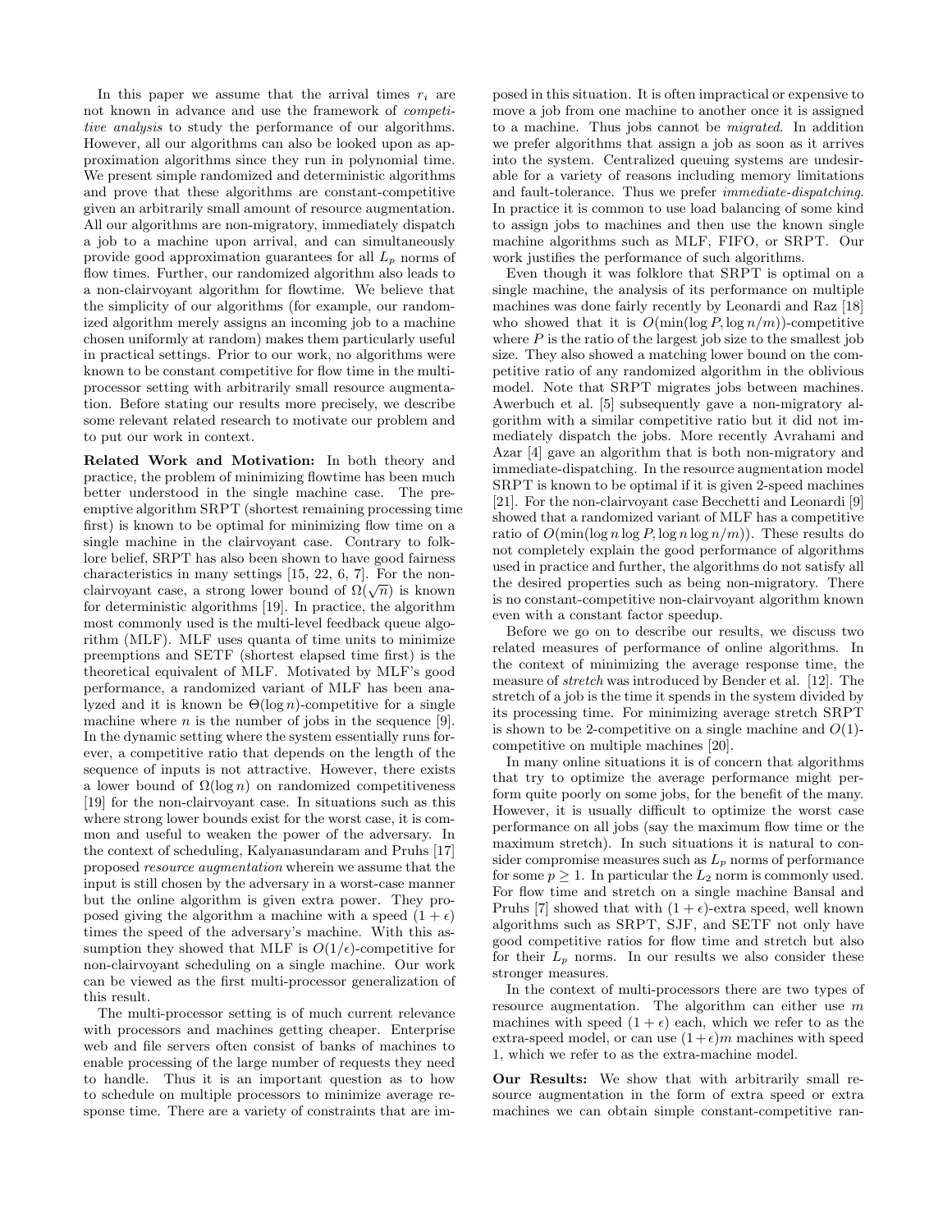In this paper we assume that the arrival times $r_i$ are not known in advance and use the framework of *competitive analysis* to study the performance of our algorithms. However, all our algorithms can also be looked upon as approximation algorithms since they run in polynomial time. We present simple randomized and deterministic algorithms and prove that these algorithms are constant-competitive given an arbitrarily small amount of resource augmentation. All our algorithms are non-migratory, immediately dispatch a job to a machine upon arrival, and can simultaneously provide good approximation guarantees for all $L_p$ norms of flow times. Further, our randomized algorithm also leads to a non-clairvoyant algorithm for flowtime. We believe that the simplicity of our algorithms (for example, our randomized algorithm merely assigns an incoming job to a machine chosen uniformly at random) makes them particularly useful in practical settings. Prior to our work, no algorithms were known to be constant competitive for flow time in the multiprocessor setting with arbitrarily small resource augmentation. Before stating our results more precisely, we describe some relevant related research to motivate our problem and to put our work in context.

**Related Work and Motivation:** In both theory and practice, the problem of minimizing flowtime has been much better understood in the single machine case. The preemptive algorithm SRPT (shortest remaining processing time first) is known to be optimal for minimizing flow time on a single machine in the clairvoyant case. Contrary to folklore belief, SRPT has also been shown to have good fairness characteristics in many settings [15, 22, 6, 7]. For the non-clairvoyant case, a strong lower bound of $\Omega(\sqrt{n})$ is known for deterministic algorithms [19]. In practice, the algorithm most commonly used is the multi-level feedback queue algorithm (MLF). MLF uses quanta of time units to minimize preemptions and SETF (shortest elapsed time first) is the theoretical equivalent of MLF. Motivated by MLF's good performance, a randomized variant of MLF has been analyzed and it is known be $\Theta(\log n)$-competitive for a single machine where $n$ is the number of jobs in the sequence [9]. In the dynamic setting where the system essentially runs forever, a competitive ratio that depends on the length of the sequence of inputs is not attractive. However, there exists a lower bound of $\Omega(\log n)$ on randomized competitiveness [19] for the non-clairvoyant case. In situations such as this where strong lower bounds exist for the worst case, it is common and useful to weaken the power of the adversary. In the context of scheduling, Kalyanasundaram and Pruhs [17] proposed *resource augmentation* wherein we assume that the input is still chosen by the adversary in a worst-case manner but the online algorithm is given extra power. They proposed giving the algorithm a machine with a speed $(1+\epsilon)$ times the speed of the adversary's machine. With this assumption they showed that MLF is $O(1/\epsilon)$-competitive for non-clairvoyant scheduling on a single machine. Our work can be viewed as the first multi-processor generalization of this result.

The multi-processor setting is of much current relevance with processors and machines getting cheaper. Enterprise web and file servers often consist of banks of machines to enable processing of the large number of requests they need to handle. Thus it is an important question as to how to schedule on multiple processors to minimize average response time. There are a variety of constraints that are imposed in this situation. It is often impractical or expensive to move a job from one machine to another once it is assigned to a machine. Thus jobs cannot be *migrated*. In addition we prefer algorithms that assign a job as soon as it arrives into the system. Centralized queuing systems are undesirable for a variety of reasons including memory limitations and fault-tolerance. Thus we prefer *immediate-dispatching*. In practice it is common to use load balancing of some kind to assign jobs to machines and then use the known single machine algorithms such as MLF, FIFO, or SRPT. Our work justifies the performance of such algorithms.

Even though it was folklore that SRPT is optimal on a single machine, the analysis of its performance on multiple machines was done fairly recently by Leonardi and Raz [18] who showed that it is $O(\min(\log P, \log n/m))$-competitive where $P$ is the ratio of the largest job size to the smallest job size. They also showed a matching lower bound on the competitive ratio of any randomized algorithm in the oblivious model. Note that SRPT migrates jobs between machines. Awerbuch et al. [5] subsequently gave a non-migratory algorithm with a similar competitive ratio but it did not immediately dispatch the jobs. More recently Avrahami and Azar [4] gave an algorithm that is both non-migratory and immediate-dispatching. In the resource augmentation model SRPT is known to be optimal if it is given 2-speed machines [21]. For the non-clairvoyant case Becchetti and Leonardi [9] showed that a randomized variant of MLF has a competitive ratio of $O(\min(\log n \log P, \log n \log n/m))$. These results do not completely explain the good performance of algorithms used in practice and further, the algorithms do not satisfy all the desired properties such as being non-migratory. There is no constant-competitive non-clairvoyant algorithm known even with a constant factor speedup.

Before we go on to describe our results, we discuss two related measures of performance of online algorithms. In the context of minimizing the average response time, the measure of *stretch* was introduced by Bender et al. [12]. The stretch of a job is the time it spends in the system divided by its processing time. For minimizing average stretch SRPT is shown to be 2-competitive on a single machine and $O(1)$-competitive on multiple machines [20].

In many online situations it is of concern that algorithms that try to optimize the average performance might perform quite poorly on some jobs, for the benefit of the many. However, it is usually difficult to optimize the worst case performance on all jobs (say the maximum flow time or the maximum stretch). In such situations it is natural to consider compromise measures such as $L_p$ norms of performance for some $p \geq 1$. In particular the $L_2$ norm is commonly used. For flow time and stretch on a single machine Bansal and Pruhs [7] showed that with $(1+\epsilon)$-extra speed, well known algorithms such as SRPT, SJF, and SETF not only have good competitive ratios for flow time and stretch but also for their $L_p$ norms. In our results we also consider these stronger measures.

In the context of multi-processors there are two types of resource augmentation. The algorithm can either use $m$ machines with speed $(1+\epsilon)$ each, which we refer to as the extra-speed model, or can use $(1+\epsilon)m$ machines with speed 1, which we refer to as the extra-machine model.

**Our Results:** We show that with arbitrarily small resource augmentation in the form of extra speed or extra machines we can obtain simple constant-competitive ran-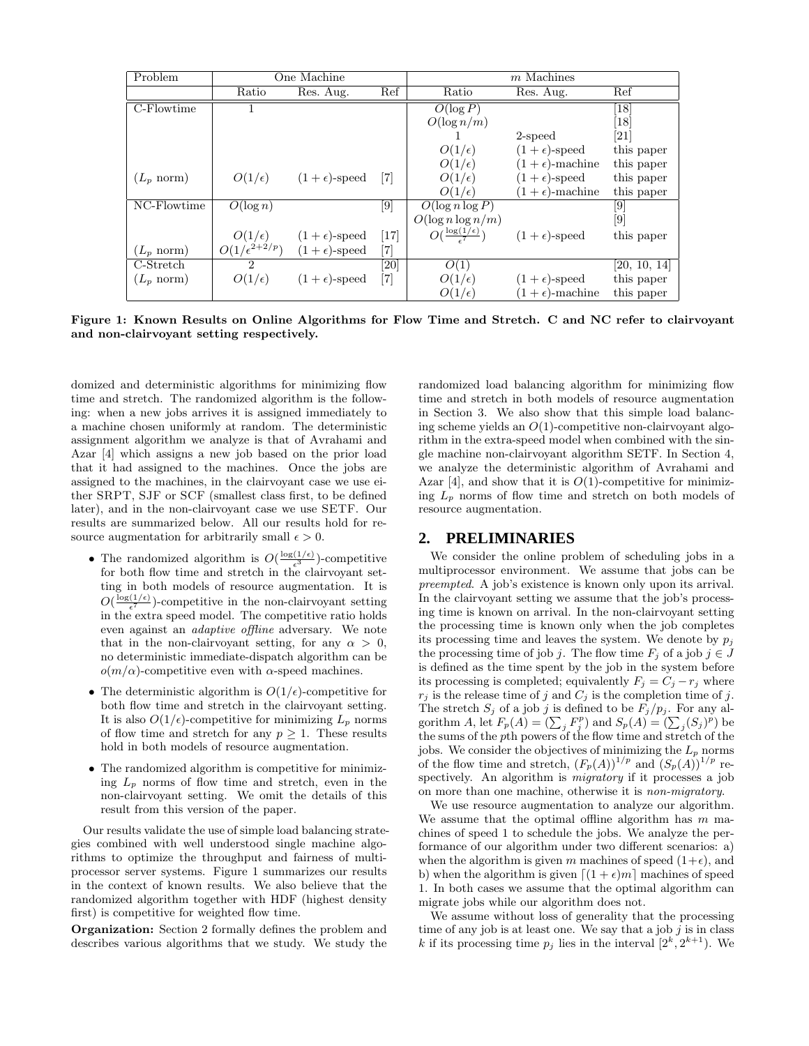| Problem | One Machine | | | $m$ Machines | | |
|---|---|---|---|---|---|---|
| | Ratio | Res. Aug. | Ref | Ratio | Res. Aug. | Ref |
| C-Flowtime | 1 | | | $O(\log P)$ | | [18] |
| | | | | $O(\log n/m)$ | | [18] |
| | | | | 1 | 2-speed | [21] |
| | | | | $O(1/\epsilon)$ | $(1+\epsilon)$-speed | this paper |
| | | | | $O(1/\epsilon)$ | $(1+\epsilon)$-machine | this paper |
| ($L_p$ norm) | $O(1/\epsilon)$ | $(1+\epsilon)$-speed | [7] | $O(1/\epsilon)$ | $(1+\epsilon)$-speed | this paper |
| | | | | $O(1/\epsilon)$ | $(1+\epsilon)$-machine | this paper |
| NC-Flowtime | $O(\log n)$ | | [9] | $O(\log n \log P)$ | | [9] |
| | | | | $O(\log n \log n/m)$ | | [9] |
| | $O(1/\epsilon)$ | $(1+\epsilon)$-speed | [17] | $O(\frac{\log(1/\epsilon)}{\epsilon^7})$ | $(1+\epsilon)$-speed | this paper |
| ($L_p$ norm) | $O(1/\epsilon^{2+2/p})$ | $(1+\epsilon)$-speed | [7] | | | |
| C-Stretch | 2 | | [20] | $O(1)$ | | [20, 10, 14] |
| ($L_p$ norm) | $O(1/\epsilon)$ | $(1+\epsilon)$-speed | [7] | $O(1/\epsilon)$ | $(1+\epsilon)$-speed | this paper |
| | | | | $O(1/\epsilon)$ | $(1+\epsilon)$-machine | this paper |

**Figure 1: Known Results on Online Algorithms for Flow Time and Stretch. C and NC refer to clairvoyant and non-clairvoyant setting respectively.**

domized and deterministic algorithms for minimizing flow time and stretch. The randomized algorithm is the following: when a new jobs arrives it is assigned immediately to a machine chosen uniformly at random. The deterministic assignment algorithm we analyze is that of Avrahami and Azar [4] which assigns a new job based on the prior load that it had assigned to the machines. Once the jobs are assigned to the machines, in the clairvoyant case we use either SRPT, SJF or SCF (smallest class first, to be defined later), and in the non-clairvoyant case we use SETF. Our results are summarized below. All our results hold for resource augmentation for arbitrarily small $\epsilon > 0$.

- The randomized algorithm is $O(\frac{\log(1/\epsilon)}{\epsilon^3})$-competitive for both flow time and stretch in the clairvoyant setting in both models of resource augmentation. It is $O(\frac{\log(1/\epsilon)}{\epsilon^7})$-competitive in the non-clairvoyant setting in the extra speed model. The competitive ratio holds even against an *adaptive offline* adversary. We note that in the non-clairvoyant setting, for any $\alpha > 0$, no deterministic immediate-dispatch algorithm can be $o(m/\alpha)$-competitive even with $\alpha$-speed machines.
- The deterministic algorithm is $O(1/\epsilon)$-competitive for both flow time and stretch in the clairvoyant setting. It is also $O(1/\epsilon)$-competitive for minimizing $L_p$ norms of flow time and stretch for any $p \geq 1$. These results hold in both models of resource augmentation.
- The randomized algorithm is competitive for minimizing $L_p$ norms of flow time and stretch, even in the non-clairvoyant setting. We omit the details of this result from this version of the paper.

Our results validate the use of simple load balancing strategies combined with well understood single machine algorithms to optimize the throughput and fairness of multiprocessor server systems. Figure 1 summarizes our results in the context of known results. We also believe that the randomized algorithm together with HDF (highest density first) is competitive for weighted flow time.

**Organization:** Section 2 formally defines the problem and describes various algorithms that we study. We study the randomized load balancing algorithm for minimizing flow time and stretch in both models of resource augmentation in Section 3. We also show that this simple load balancing scheme yields an $O(1)$-competitive non-clairvoyant algorithm in the extra-speed model when combined with the single machine non-clairvoyant algorithm SETF. In Section 4, we analyze the deterministic algorithm of Avrahami and Azar [4], and show that it is $O(1)$-competitive for minimizing $L_p$ norms of flow time and stretch on both models of resource augmentation.

## 2. PRELIMINARIES

We consider the online problem of scheduling jobs in a multiprocessor environment. We assume that jobs can be *preempted*. A job's existence is known only upon its arrival. In the clairvoyant setting we assume that the job's processing time is known on arrival. In the non-clairvoyant setting the processing time is known only when the job completes its processing time and leaves the system. We denote by $p_j$ the processing time of job $j$. The flow time $F_j$ of a job $j \in J$ is defined as the time spent by the job in the system before its processing is completed; equivalently $F_j = C_j - r_j$ where $r_j$ is the release time of $j$ and $C_j$ is the completion time of $j$. The stretch $S_j$ of a job $j$ is defined to be $F_j/p_j$. For any algorithm $A$, let $F_p(A) = (\sum_j F_j^p)$ and $S_p(A) = (\sum_j (S_j)^p)$ be the sums of the $p$th powers of the flow time and stretch of the jobs. We consider the objectives of minimizing the $L_p$ norms of the flow time and stretch, $(F_p(A))^{1/p}$ and $(S_p(A))^{1/p}$ respectively. An algorithm is *migratory* if it processes a job on more than one machine, otherwise it is *non-migratory*.

We use resource augmentation to analyze our algorithm. We assume that the optimal offline algorithm has $m$ machines of speed 1 to schedule the jobs. We analyze the performance of our algorithm under two different scenarios: a) when the algorithm is given $m$ machines of speed $(1+\epsilon)$, and b) when the algorithm is given $\lceil (1+\epsilon)m \rceil$ machines of speed 1. In both cases we assume that the optimal algorithm can migrate jobs while our algorithm does not.

We assume without loss of generality that the processing time of any job is at least one. We say that a job $j$ is in class $k$ if its processing time $p_j$ lies in the interval $[2^k, 2^{k+1})$. We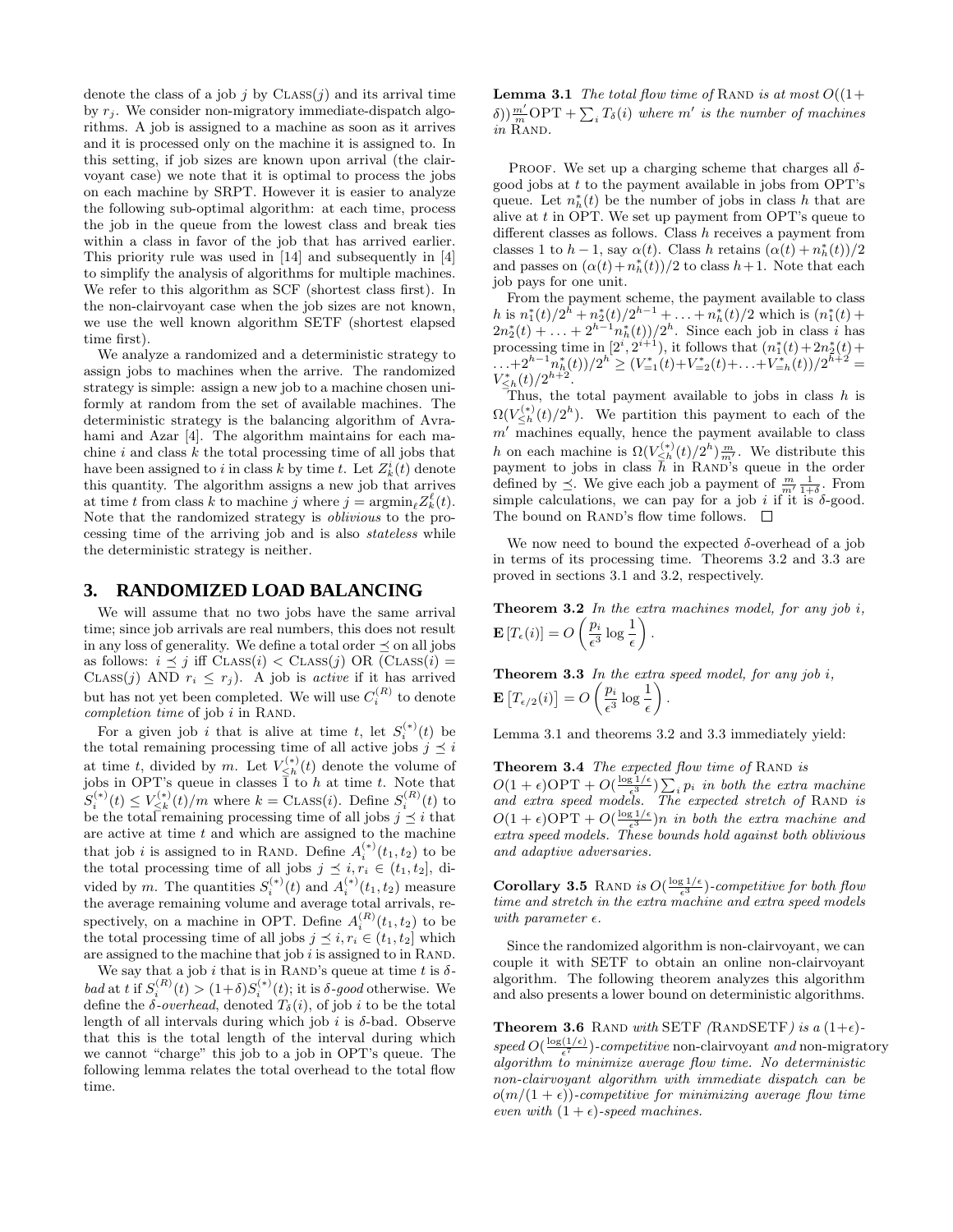denote the class of a job $j$ by $\textsc{Class}(j)$ and its arrival time by $r_j$. We consider non-migratory immediate-dispatch algorithms. A job is assigned to a machine as soon as it arrives and it is processed only on the machine it is assigned to. In this setting, if job sizes are known upon arrival (the clairvoyant case) we note that it is optimal to process the jobs on each machine by SRPT. However it is easier to analyze the following sub-optimal algorithm: at each time, process the job in the queue from the lowest class and break ties within a class in favor of the job that has arrived earlier. This priority rule was used in [14] and subsequently in [4] to simplify the analysis of algorithms for multiple machines. We refer to this algorithm as SCF (shortest class first). In the non-clairvoyant case when the job sizes are not known, we use the well known algorithm SETF (shortest elapsed time first).

We analyze a randomized and a deterministic strategy to assign jobs to machines when the arrive. The randomized strategy is simple: assign a new job to a machine chosen uniformly at random from the set of available machines. The deterministic strategy is the balancing algorithm of Avrahami and Azar [4]. The algorithm maintains for each machine $i$ and class $k$ the total processing time of all jobs that have been assigned to $i$ in class $k$ by time $t$. Let $Z_k^i(t)$ denote this quantity. The algorithm assigns a new job that arrives at time $t$ from class $k$ to machine $j$ where $j = \text{argmin}_\ell Z_k^\ell(t)$. Note that the randomized strategy is *oblivious* to the processing time of the arriving job and is also *stateless* while the deterministic strategy is neither.

## 3. RANDOMIZED LOAD BALANCING

We will assume that no two jobs have the same arrival time; since job arrivals are real numbers, this does not result in any loss of generality. We define a total order $\preceq$ on all jobs as follows: $i \preceq j$ iff $\textsc{Class}(i) < \textsc{Class}(j)$ OR ($\textsc{Class}(i) = \textsc{Class}(j)$ AND $r_i \leq r_j$). A job is *active* if it has arrived but has not yet been completed. We will use $C_i^{(R)}$ to denote *completion time* of job $i$ in RAND.

For a given job $i$ that is alive at time $t$, let $S_i^{(*)}(t)$ be the total remaining processing time of all active jobs $j \preceq i$ at time $t$, divided by $m$. Let $V_{\leq h}^{(*)}(t)$ denote the volume of jobs in OPT's queue in classes 1 to $h$ at time $t$. Note that $S_i^{(*)}(t) \leq V_{\leq k}^{(*)}(t)/m$ where $k = \textsc{Class}(i)$. Define $S_i^{(R)}(t)$ to be the total remaining processing time of all jobs $j \preceq i$ that are active at time $t$ and which are assigned to the machine that job $i$ is assigned to in RAND. Define $A_i^{(*)}(t_1, t_2)$ to be the total processing time of all jobs $j \preceq i, r_i \in (t_1, t_2]$, divided by $m$. The quantities $S_i^{(*)}(t)$ and $A_i^{(*)}(t_1, t_2)$ measure the average remaining volume and average total arrivals, respectively, on a machine in OPT. Define $A_i^{(R)}(t_1, t_2)$ to be the total processing time of all jobs $j \preceq i, r_i \in (t_1, t_2]$ which are assigned to the machine that job $i$ is assigned to in RAND.

We say that a job $i$ that is in RAND's queue at time $t$ is $\delta$-*bad* at $t$ if $S_i^{(R)}(t) > (1+\delta)S_i^{(*)}(t)$; it is $\delta$-*good* otherwise. We define the $\delta$-*overhead*, denoted $T_\delta(i)$, of job $i$ to be the total length of all intervals during which job $i$ is $\delta$-bad. Observe that this is the total length of the interval during which we cannot "charge" this job to a job in OPT's queue. The following lemma relates the total overhead to the total flow time.

**Lemma 3.1** *The total flow time of* RAND *is at most* $O((1+\delta))\frac{m'}{m}\text{OPT} + \sum_i T_\delta(i)$ *where* $m'$ *is the number of machines in* RAND.

PROOF. We set up a charging scheme that charges all $\delta$-good jobs at $t$ to the payment available in jobs from OPT's queue. Let $n_h^*(t)$ be the number of jobs in class $h$ that are alive at $t$ in OPT. We set up payment from OPT's queue to different classes as follows. Class $h$ receives a payment from classes 1 to $h-1$, say $\alpha(t)$. Class $h$ retains $(\alpha(t) + n_h^*(t))/2$ and passes on $(\alpha(t)+n_h^*(t))/2$ to class $h+1$. Note that each job pays for one unit.

From the payment scheme, the payment available to class $h$ is $n_1^*(t)/2^h + n_2^*(t)/2^{h-1} + \ldots + n_h^*(t)/2$ which is $(n_1^*(t) + 2n_2^*(t) + \ldots + 2^{h-1}n_h^*(t))/2^h$. Since each job in class $i$ has processing time in $[2^i, 2^{i+1})$, it follows that $(n_1^*(t)+2n_2^*(t)+\ldots+2^{h-1}n_h^*(t))/2^h \geq (V_{=1}^*(t)+V_{=2}^*(t)+\ldots+V_{=h}^*(t))/2^{h+2} = V_{\leq h}^*(t)/2^{h+2}$.

Thus, the total payment available to jobs in class $h$ is $\Omega(V_{\leq h}^{(*)}(t)/2^h)$. We partition this payment to each of the $m'$ machines equally, hence the payment available to class $h$ on each machine is $\Omega(V_{\leq h}^{(*)}(t)/2^h)\frac{m}{m'}$. We distribute this payment to jobs in class $h$ in RAND's queue in the order defined by $\preceq$. We give each job a payment of $\frac{m}{m'}\frac{1}{1+\delta}$. From simple calculations, we can pay for a job $i$ if it is $\delta$-good. The bound on RAND's flow time follows. $\square$

We now need to bound the expected $\delta$-overhead of a job in terms of its processing time. Theorems 3.2 and 3.3 are proved in sections 3.1 and 3.2, respectively.

**Theorem 3.2** *In the extra machines model, for any job $i$,*

$$\mathbf{E}[T_\epsilon(i)] = O\left(\frac{p_i}{\epsilon^3}\log\frac{1}{\epsilon}\right).$$

**Theorem 3.3** *In the extra speed model, for any job $i$,*

$$\mathbf{E}\left[T_{\epsilon/2}(i)\right] = O\left(\frac{p_i}{\epsilon^3}\log\frac{1}{\epsilon}\right).$$

Lemma 3.1 and theorems 3.2 and 3.3 immediately yield:

**Theorem 3.4** *The expected flow time of* RAND *is* $O(1+\epsilon)\text{OPT} + O(\frac{\log 1/\epsilon}{\epsilon^3})\sum_i p_i$ *in both the extra machine and extra speed models. The expected stretch of* RAND *is* $O(1+\epsilon)\text{OPT} + O(\frac{\log 1/\epsilon}{\epsilon^3})n$ *in both the extra machine and extra speed models. These bounds hold against both oblivious and adaptive adversaries.*

**Corollary 3.5** RAND *is* $O(\frac{\log 1/\epsilon}{\epsilon^3})$*-competitive for both flow time and stretch in the extra machine and extra speed models with parameter* $\epsilon$.

Since the randomized algorithm is non-clairvoyant, we can couple it with SETF to obtain an online non-clairvoyant algorithm. The following theorem analyzes this algorithm and also presents a lower bound on deterministic algorithms.

**Theorem 3.6** RAND *with* SETF *(*RANDSETF*) is a* $(1+\epsilon)$*-speed* $O(\frac{\log(1/\epsilon)}{\epsilon^7})$*-competitive* non-clairvoyant *and* non-migratory *algorithm to minimize average flow time. No deterministic non-clairvoyant algorithm with immediate dispatch can be* $o(m/(1+\epsilon))$*-competitive for minimizing average flow time even with* $(1+\epsilon)$*-speed machines.*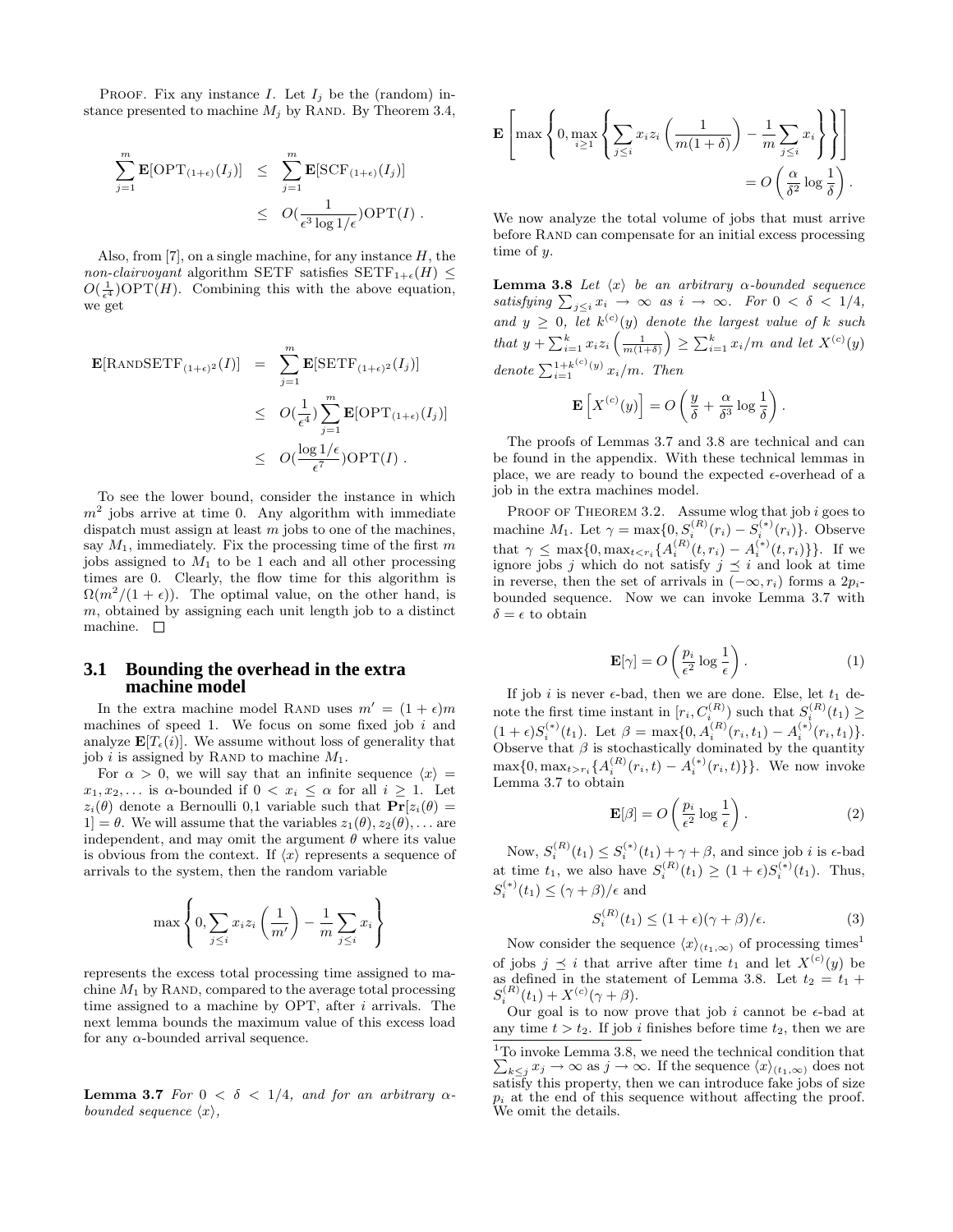PROOF. Fix any instance $I$. Let $I_j$ be the (random) instance presented to machine $M_j$ by RAND. By Theorem 3.4,

$$\begin{aligned}\sum_{j=1}^{m} \mathbf{E}[\mathrm{OPT}_{(1+\epsilon)}(I_j)] &\leq \sum_{j=1}^{m} \mathbf{E}[\mathrm{SCF}_{(1+\epsilon)}(I_j)] \\ &\leq O(\frac{1}{\epsilon^3 \log 1/\epsilon})\mathrm{OPT}(I) .\end{aligned}$$

Also, from [7], on a single machine, for any instance $H$, the *non-clairvoyant* algorithm SETF satisfies $\mathrm{SETF}_{1+\epsilon}(H) \leq O(\frac{1}{\epsilon^4})\mathrm{OPT}(H)$. Combining this with the above equation, we get

$$\begin{aligned}\mathbf{E}[\mathrm{RANDSETF}_{(1+\epsilon)^2}(I)] &= \sum_{j=1}^{m} \mathbf{E}[\mathrm{SETF}_{(1+\epsilon)^2}(I_j)] \\ &\leq O(\frac{1}{\epsilon^4})\sum_{j=1}^{m} \mathbf{E}[\mathrm{OPT}_{(1+\epsilon)}(I_j)] \\ &\leq O(\frac{\log 1/\epsilon}{\epsilon^7})\mathrm{OPT}(I) .\end{aligned}$$

To see the lower bound, consider the instance in which $m^2$ jobs arrive at time 0. Any algorithm with immediate dispatch must assign at least $m$ jobs to one of the machines, say $M_1$, immediately. Fix the processing time of the first $m$ jobs assigned to $M_1$ to be 1 each and all other processing times are 0. Clearly, the flow time for this algorithm is $\Omega(m^2/(1+\epsilon))$. The optimal value, on the other hand, is $m$, obtained by assigning each unit length job to a distinct machine. □

## 3.1 Bounding the overhead in the extra machine model

In the extra machine model RAND uses $m' = (1+\epsilon)m$ machines of speed 1. We focus on some fixed job $i$ and analyze $\mathbf{E}[T_\epsilon(i)]$. We assume without loss of generality that job $i$ is assigned by RAND to machine $M_1$.

For $\alpha > 0$, we will say that an infinite sequence $\langle x \rangle = x_1, x_2, \ldots$ is $\alpha$-bounded if $0 < x_i \leq \alpha$ for all $i \geq 1$. Let $z_i(\theta)$ denote a Bernoulli 0,1 variable such that $\mathbf{Pr}[z_i(\theta) = 1] = \theta$. We will assume that the variables $z_1(\theta), z_2(\theta), \ldots$ are independent, and may omit the argument $\theta$ where its value is obvious from the context. If $\langle x \rangle$ represents a sequence of arrivals to the system, then the random variable

$$\max\left\{0, \sum_{j \leq i} x_i z_i\left(\frac{1}{m'}\right) - \frac{1}{m}\sum_{j \leq i} x_i\right\}$$

represents the excess total processing time assigned to machine $M_1$ by RAND, compared to the average total processing time assigned to a machine by OPT, after $i$ arrivals. The next lemma bounds the maximum value of this excess load for any $\alpha$-bounded arrival sequence.

**Lemma 3.7** *For $0 < \delta < 1/4$, and for an arbitrary $\alpha$-bounded sequence $\langle x \rangle$,*

$$\mathbf{E}\left[\max\left\{0, \max_{i \geq 1}\left\{\sum_{j \leq i} x_i z_i\left(\frac{1}{m(1+\delta)}\right) - \frac{1}{m}\sum_{j \leq i} x_i\right\}\right\}\right] = O\left(\frac{\alpha}{\delta^2}\log\frac{1}{\delta}\right).$$

We now analyze the total volume of jobs that must arrive before RAND can compensate for an initial excess processing time of $y$.

**Lemma 3.8** *Let $\langle x \rangle$ be an arbitrary $\alpha$-bounded sequence satisfying $\sum_{j \leq i} x_i \to \infty$ as $i \to \infty$. For $0 < \delta < 1/4$, and $y \geq 0$, let $k^{(c)}(y)$ denote the largest value of $k$ such that $y + \sum_{i=1}^{k} x_i z_i\left(\frac{1}{m(1+\delta)}\right) \geq \sum_{i=1}^{k} x_i/m$ and let $X^{(c)}(y)$ denote $\sum_{i=1}^{1+k^{(c)}(y)} x_i/m$. Then*

$$\mathbf{E}\left[X^{(c)}(y)\right] = O\left(\frac{y}{\delta} + \frac{\alpha}{\delta^3}\log\frac{1}{\delta}\right).$$

The proofs of Lemmas 3.7 and 3.8 are technical and can be found in the appendix. With these technical lemmas in place, we are ready to bound the expected $\epsilon$-overhead of a job in the extra machines model.

PROOF OF THEOREM 3.2. Assume wlog that job $i$ goes to machine $M_1$. Let $\gamma = \max\{0, S_i^{(R)}(r_i) - S_i^{(*)}(r_i)\}$. Observe that $\gamma \leq \max\{0, \max_{t<r_i}\{A_i^{(R)}(t, r_i) - A_i^{(*)}(t, r_i)\}\}$. If we ignore jobs $j$ which do not satisfy $j \preceq i$ and look at time in reverse, then the set of arrivals in $(-\infty, r_i)$ forms a $2p_i$-bounded sequence. Now we can invoke Lemma 3.7 with $\delta = \epsilon$ to obtain

$$\mathbf{E}[\gamma] = O\left(\frac{p_i}{\epsilon^2}\log\frac{1}{\epsilon}\right). \tag{1}$$

If job $i$ is never $\epsilon$-bad, then we are done. Else, let $t_1$ denote the first time instant in $[r_i, C_i^{(R)})$ such that $S_i^{(R)}(t_1) \geq (1+\epsilon)S_i^{(*)}(t_1)$. Let $\beta = \max\{0, A_i^{(R)}(r_i, t_1) - A_i^{(*)}(r_i, t_1)\}$. Observe that $\beta$ is stochastically dominated by the quantity $\max\{0, \max_{t>r_i}\{A_i^{(R)}(r_i, t) - A_i^{(*)}(r_i, t)\}\}$. We now invoke Lemma 3.7 to obtain

$$\mathbf{E}[\beta] = O\left(\frac{p_i}{\epsilon^2}\log\frac{1}{\epsilon}\right). \tag{2}$$

Now, $S_i^{(R)}(t_1) \leq S_i^{(*)}(t_1) + \gamma + \beta$, and since job $i$ is $\epsilon$-bad at time $t_1$, we also have $S_i^{(R)}(t_1) \geq (1+\epsilon)S_i^{(*)}(t_1)$. Thus, $S_i^{(*)}(t_1) \leq (\gamma+\beta)/\epsilon$ and

$$S_i^{(R)}(t_1) \leq (1+\epsilon)(\gamma+\beta)/\epsilon. \tag{3}$$

Now consider the sequence $\langle x \rangle_{(t_1,\infty)}$ of processing times[1] of jobs $j \preceq i$ that arrive after time $t_1$ and let $X^{(c)}(y)$ be as defined in the statement of Lemma 3.8. Let $t_2 = t_1 + S_i^{(R)}(t_1) + X^{(c)}(\gamma+\beta)$.

Our goal is to now prove that job $i$ cannot be $\epsilon$-bad at any time $t > t_2$. If job $i$ finishes before time $t_2$, then we are

[1] To invoke Lemma 3.8, we need the technical condition that $\sum_{k \leq j} x_j \to \infty$ as $j \to \infty$. If the sequence $\langle x \rangle_{(t_1,\infty)}$ does not satisfy this property, then we can introduce fake jobs of size $p_i$ at the end of this sequence without affecting the proof. We omit the details.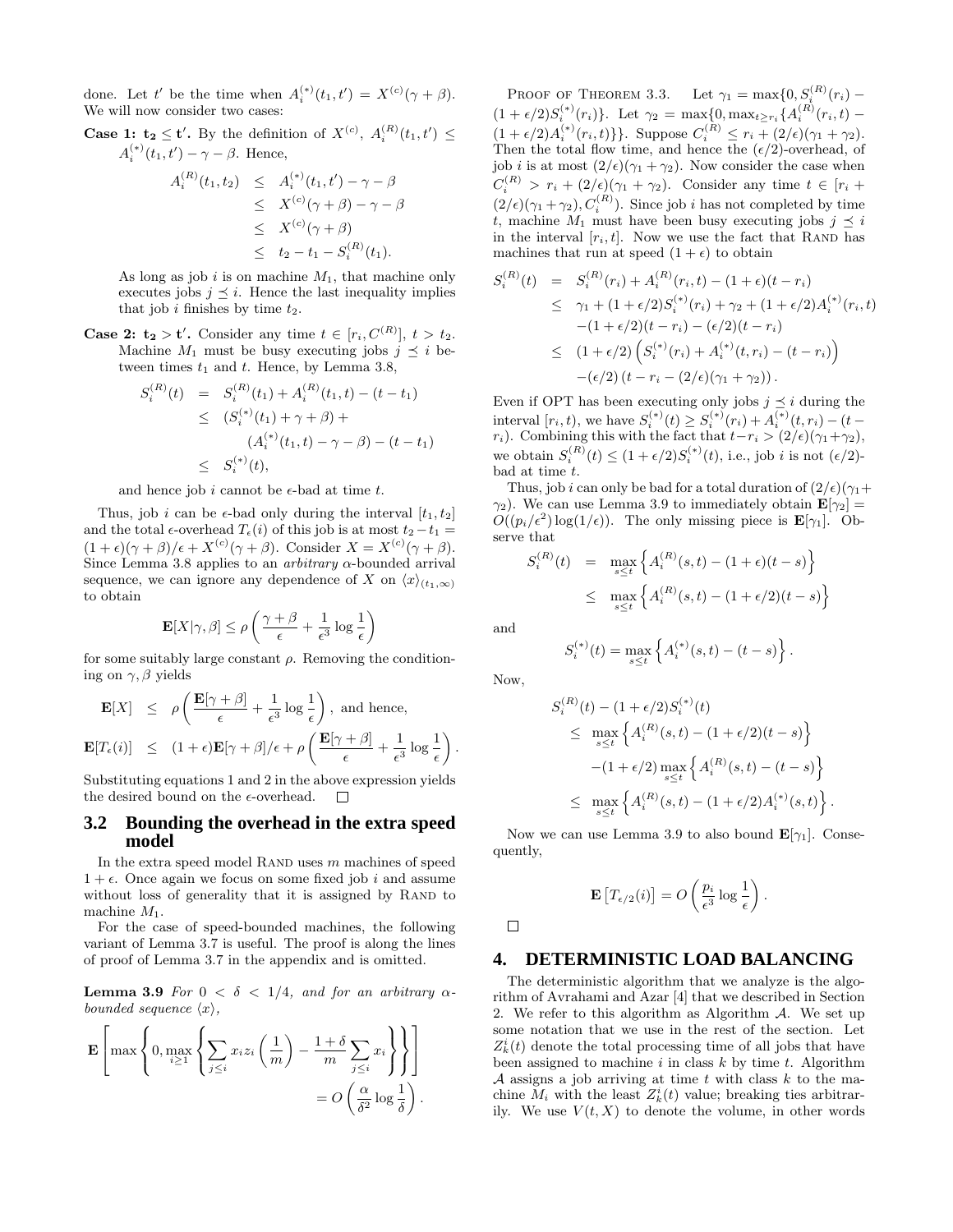done. Let $t'$ be the time when $A_i^{(*)}(t_1, t') = X^{(c)}(\gamma + \beta)$. We will now consider two cases:

**Case 1: $t_2 \le t'$.** By the definition of $X^{(c)}$, $A_i^{(R)}(t_1, t') \le A_i^{(*)}(t_1, t') - \gamma - \beta$. Hence,

$$\begin{aligned} A_i^{(R)}(t_1, t_2) &\le A_i^{(*)}(t_1, t') - \gamma - \beta \\ &\le X^{(c)}(\gamma + \beta) - \gamma - \beta \\ &\le X^{(c)}(\gamma + \beta) \\ &\le t_2 - t_1 - S_i^{(R)}(t_1). \end{aligned}$$

As long as job $i$ is on machine $M_1$, that machine only executes jobs $j \preceq i$. Hence the last inequality implies that job $i$ finishes by time $t_2$.

**Case 2: $t_2 > t'$.** Consider any time $t \in [r_i, C^{(R)}]$, $t > t_2$. Machine $M_1$ must be busy executing jobs $j \preceq i$ between times $t_1$ and $t$. Hence, by Lemma 3.8,

$$\begin{aligned} S_i^{(R)}(t) &= S_i^{(R)}(t_1) + A_i^{(R)}(t_1, t) - (t - t_1) \\ &\le (S_i^{(*)}(t_1) + \gamma + \beta) + \\ &\qquad (A_i^{(*)}(t_1, t) - \gamma - \beta) - (t - t_1) \\ &\le S_i^{(*)}(t), \end{aligned}$$

and hence job $i$ cannot be $\epsilon$-bad at time $t$.

Thus, job $i$ can be $\epsilon$-bad only during the interval $[t_1, t_2]$ and the total $\epsilon$-overhead $T_\epsilon(i)$ of this job is at most $t_2 - t_1 = (1+\epsilon)(\gamma+\beta)/\epsilon + X^{(c)}(\gamma + \beta)$. Consider $X = X^{(c)}(\gamma + \beta)$. Since Lemma 3.8 applies to an *arbitrary* $\alpha$-bounded arrival sequence, we can ignore any dependence of $X$ on $\langle x \rangle_{(t_1, \infty)}$ to obtain

$$\mathbf{E}[X|\gamma, \beta] \le \rho \left( \frac{\gamma + \beta}{\epsilon} + \frac{1}{\epsilon^3} \log \frac{1}{\epsilon} \right)$$

for some suitably large constant $\rho$. Removing the conditioning on $\gamma, \beta$ yields

$$\begin{aligned} \mathbf{E}[X] &\le \rho \left( \frac{\mathbf{E}[\gamma + \beta]}{\epsilon} + \frac{1}{\epsilon^3} \log \frac{1}{\epsilon} \right), \text{ and hence,} \\ \mathbf{E}[T_\epsilon(i)] &\le (1+\epsilon)\mathbf{E}[\gamma+\beta]/\epsilon + \rho \left( \frac{\mathbf{E}[\gamma + \beta]}{\epsilon} + \frac{1}{\epsilon^3} \log \frac{1}{\epsilon} \right). \end{aligned}$$

Substituting equations 1 and 2 in the above expression yields the desired bound on the $\epsilon$-overhead. □

## 3.2 Bounding the overhead in the extra speed model

In the extra speed model RAND uses $m$ machines of speed $1 + \epsilon$. Once again we focus on some fixed job $i$ and assume without loss of generality that it is assigned by RAND to machine $M_1$.

For the case of speed-bounded machines, the following variant of Lemma 3.7 is useful. The proof is along the lines of proof of Lemma 3.7 in the appendix and is omitted.

**Lemma 3.9** *For $0 < \delta < 1/4$, and for an arbitrary $\alpha$-bounded sequence $\langle x \rangle$,*

$$\mathbf{E}\left[ \max\left\{ 0, \max_{i \ge 1} \left\{ \sum_{j \le i} x_i z_i \left(\frac{1}{m}\right) - \frac{1+\delta}{m} \sum_{j \le i} x_i \right\} \right\} \right] = O\left( \frac{\alpha}{\delta^2} \log \frac{1}{\delta} \right).$$

PROOF OF THEOREM 3.3. Let $\gamma_1 = \max\{0, S_i^{(R)}(r_i) - (1+\epsilon/2)S_i^{(*)}(r_i)\}$. Let $\gamma_2 = \max\{0, \max_{t \ge r_i}\{A_i^{(R)}(r_i, t) - (1+\epsilon/2)A_i^{(*)}(r_i, t)\}\}$. Suppose $C_i^{(R)} \le r_i + (2/\epsilon)(\gamma_1 + \gamma_2)$. Then the total flow time, and hence the $(\epsilon/2)$-overhead, of job $i$ is at most $(2/\epsilon)(\gamma_1 + \gamma_2)$. Now consider the case when $C_i^{(R)} > r_i + (2/\epsilon)(\gamma_1 + \gamma_2)$. Consider any time $t \in [r_i + (2/\epsilon)(\gamma_1 + \gamma_2), C_i^{(R)})$. Since job $i$ has not completed by time $t$, machine $M_1$ must have been busy executing jobs $j \preceq i$ in the interval $[r_i, t]$. Now we use the fact that RAND has machines that run at speed $(1 + \epsilon)$ to obtain

$$\begin{aligned} S_i^{(R)}(t) &= S_i^{(R)}(r_i) + A_i^{(R)}(r_i, t) - (1+\epsilon)(t - r_i) \\ &\le \gamma_1 + (1+\epsilon/2)S_i^{(*)}(r_i) + \gamma_2 + (1+\epsilon/2)A_i^{(*)}(r_i, t) \\ &\quad -(1+\epsilon/2)(t - r_i) - (\epsilon/2)(t - r_i) \\ &\le (1+\epsilon/2)\left( S_i^{(*)}(r_i) + A_i^{(*)}(t, r_i) - (t - r_i) \right) \\ &\quad -(\epsilon/2)\left( t - r_i - (2/\epsilon)(\gamma_1 + \gamma_2) \right). \end{aligned}$$

Even if OPT has been executing only jobs $j \preceq i$ during the interval $[r_i, t)$, we have $S_i^{(*)}(t) \ge S_i^{(*)}(r_i) + A_i^{(*)}(t, r_i) - (t - r_i)$. Combining this with the fact that $t - r_i > (2/\epsilon)(\gamma_1 + \gamma_2)$, we obtain $S_i^{(R)}(t) \le (1+\epsilon/2)S_i^{(*)}(t)$, i.e., job $i$ is not $(\epsilon/2)$-bad at time $t$.

Thus, job $i$ can only be bad for a total duration of $(2/\epsilon)(\gamma_1 + \gamma_2)$. We can use Lemma 3.9 to immediately obtain $\mathbf{E}[\gamma_2] = O((p_i/\epsilon^2)\log(1/\epsilon))$. The only missing piece is $\mathbf{E}[\gamma_1]$. Observe that

$$\begin{aligned} S_i^{(R)}(t) &= \max_{s \le t} \left\{ A_i^{(R)}(s, t) - (1+\epsilon)(t - s) \right\} \\ &\le \max_{s \le t} \left\{ A_i^{(R)}(s, t) - (1+\epsilon/2)(t - s) \right\} \end{aligned}$$

and

$$S_i^{(*)}(t) = \max_{s \le t} \left\{ A_i^{(*)}(s, t) - (t - s) \right\}.$$

Now,

$$\begin{aligned} &S_i^{(R)}(t) - (1+\epsilon/2)S_i^{(*)}(t) \\ &\le \max_{s \le t} \left\{ A_i^{(R)}(s, t) - (1+\epsilon/2)(t - s) \right\} \\ &\quad -(1+\epsilon/2) \max_{s \le t} \left\{ A_i^{(R)}(s, t) - (t - s) \right\} \\ &\le \max_{s \le t} \left\{ A_i^{(R)}(s, t) - (1+\epsilon/2)A_i^{(*)}(s, t) \right\}. \end{aligned}$$

Now we can use Lemma 3.9 to also bound $\mathbf{E}[\gamma_1]$. Consequently,

$$\mathbf{E}\left[T_{\epsilon/2}(i)\right] = O\left( \frac{p_i}{\epsilon^3} \log \frac{1}{\epsilon} \right).$$

□

# 4. DETERMINISTIC LOAD BALANCING

The deterministic algorithm that we analyze is the algorithm of Avrahami and Azar [4] that we described in Section 2. We refer to this algorithm as Algorithm $\mathcal{A}$. We set up some notation that we use in the rest of the section. Let $Z_k^i(t)$ denote the total processing time of all jobs that have been assigned to machine $i$ in class $k$ by time $t$. Algorithm $\mathcal{A}$ assigns a job arriving at time $t$ with class $k$ to the machine $M_i$ with the least $Z_k^i(t)$ value; breaking ties arbitrarily. We use $V(t, X)$ to denote the volume, in other words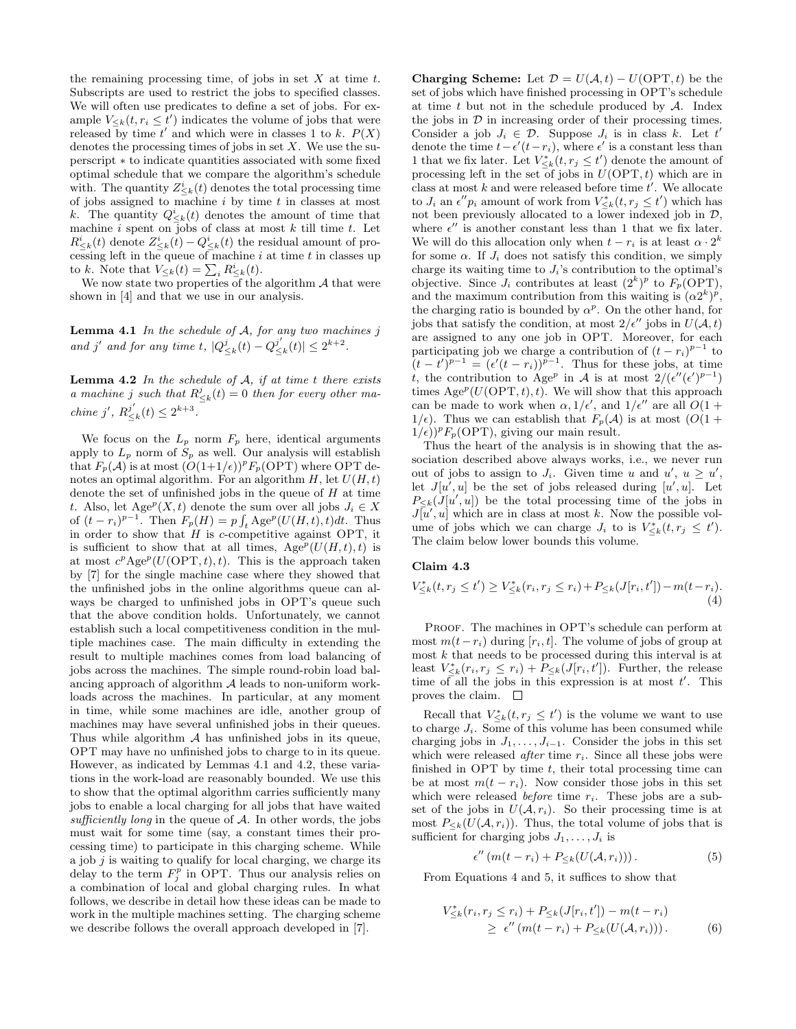the remaining processing time, of jobs in set $X$ at time $t$. Subscripts are used to restrict the jobs to specified classes. We will often use predicates to define a set of jobs. For example $V_{\leq k}(t, r_i \leq t')$ indicates the volume of jobs that were released by time $t'$ and which were in classes 1 to $k$. $P(X)$ denotes the processing times of jobs in set $X$. We use the superscript $*$ to indicate quantities associated with some fixed optimal schedule that we compare the algorithm's schedule with. The quantity $Z^i_{\leq k}(t)$ denotes the total processing time of jobs assigned to machine $i$ by time $t$ in classes at most $k$. The quantity $Q^i_{\leq k}(t)$ denotes the amount of time that machine $i$ spent on jobs of class at most $k$ till time $t$. Let $R^i_{\leq k}(t)$ denote $Z^i_{\leq k}(t) - Q^i_{\leq k}(t)$ the residual amount of processing left in the queue of machine $i$ at time $t$ in classes up to $k$. Note that $V_{\leq k}(t) = \sum_i R^i_{\leq k}(t)$.

We now state two properties of the algorithm $\mathcal{A}$ that were shown in [4] and that we use in our analysis.

**Lemma 4.1** *In the schedule of $\mathcal{A}$, for any two machines $j$ and $j'$ and for any time $t$, $|Q^j_{\leq k}(t) - Q^{j'}_{\leq k}(t)| \leq 2^{k+2}$.*

**Lemma 4.2** *In the schedule of $\mathcal{A}$, if at time $t$ there exists a machine $j$ such that $R^j_{\leq k}(t) = 0$ then for every other machine $j'$, $R^{j'}_{\leq k}(t) \leq 2^{k+3}$.*

We focus on the $L_p$ norm $F_p$ here, identical arguments apply to $L_p$ norm of $S_p$ as well. Our analysis will establish that $F_p(\mathcal{A})$ is at most $(O(1+1/\epsilon))^p F_p(\text{OPT})$ where OPT denotes an optimal algorithm. For an algorithm $H$, let $U(H,t)$ denote the set of unfinished jobs in the queue of $H$ at time $t$. Also, let $\text{Age}^p(X,t)$ denote the sum over all jobs $J_i \in X$ of $(t-r_i)^{p-1}$. Then $F_p(H) = p \int_t \text{Age}^p(U(H,t),t)dt$. Thus in order to show that $H$ is $c$-competitive against OPT, it is sufficient to show that at all times, $\text{Age}^p(U(H,t),t)$ is at most $c^p \text{Age}^p(U(\text{OPT},t),t)$. This is the approach taken by [7] for the single machine case where they showed that the unfinished jobs in the online algorithms queue can always be charged to unfinished jobs in OPT's queue such that the above condition holds. Unfortunately, we cannot establish such a local competitiveness condition in the multiple machines case. The main difficulty in extending the result to multiple machines comes from load balancing of jobs across the machines. The simple round-robin load balancing approach of algorithm $\mathcal{A}$ leads to non-uniform workloads across the machines. In particular, at any moment in time, while some machines are idle, another group of machines may have several unfinished jobs in their queues. Thus while algorithm $\mathcal{A}$ has unfinished jobs in its queue, OPT may have no unfinished jobs to charge to in its queue. However, as indicated by Lemmas 4.1 and 4.2, these variations in the work-load are reasonably bounded. We use this to show that the optimal algorithm carries sufficiently many jobs to enable a local charging for all jobs that have waited *sufficiently long* in the queue of $\mathcal{A}$. In other words, the jobs must wait for some time (say, a constant times their processing time) to participate in this charging scheme. While a job $j$ is waiting to qualify for local charging, we charge its delay to the term $F^p_j$ in OPT. Thus our analysis relies on a combination of local and global charging rules. In what follows, we describe in detail how these ideas can be made to work in the multiple machines setting. The charging scheme we describe follows the overall approach developed in [7].

**Charging Scheme:** Let $\mathcal{D} = U(\mathcal{A},t) - U(\text{OPT},t)$ be the set of jobs which have finished processing in OPT's schedule at time $t$ but not in the schedule produced by $\mathcal{A}$. Index the jobs in $\mathcal{D}$ in increasing order of their processing times. Consider a job $J_i \in \mathcal{D}$. Suppose $J_i$ is in class $k$. Let $t'$ denote the time $t - \epsilon'(t-r_i)$, where $\epsilon'$ is a constant less than 1 that we fix later. Let $V^*_{\leq k}(t, r_j \leq t')$ denote the amount of processing left in the set of jobs in $U(\text{OPT},t)$ which are in class at most $k$ and were released before time $t'$. We allocate to $J_i$ an $\epsilon'' p_i$ amount of work from $V^*_{\leq k}(t, r_j \leq t')$ which has not been previously allocated to a lower indexed job in $\mathcal{D}$, where $\epsilon''$ is another constant less than 1 that we fix later. We will do this allocation only when $t - r_i$ is at least $\alpha \cdot 2^k$ for some $\alpha$. If $J_i$ does not satisfy this condition, we simply charge its waiting time to $J_i$'s contribution to the optimal's objective. Since $J_i$ contributes at least $(2^k)^p$ to $F_p(\text{OPT})$, and the maximum contribution from this waiting is $(\alpha 2^k)^p$, the charging ratio is bounded by $\alpha^p$. On the other hand, for jobs that satisfy the condition, at most $2/\epsilon''$ jobs in $U(\mathcal{A},t)$ are assigned to any one job in OPT. Moreover, for each participating job we charge a contribution of $(t-r_i)^{p-1}$ to $(t-t')^{p-1} = (\epsilon'(t-r_i))^{p-1}$. Thus for these jobs, at time $t$, the contribution to $\text{Age}^p$ in $\mathcal{A}$ is at most $2/(\epsilon''(\epsilon')^{p-1})$ times $\text{Age}^p(U(\text{OPT},t),t)$. We will show that this approach can be made to work when $\alpha, 1/\epsilon'$, and $1/\epsilon''$ are all $O(1 + 1/\epsilon)$. Thus we can establish that $F_p(\mathcal{A})$ is at most $(O(1 + 1/\epsilon))^p F_p(\text{OPT})$, giving our main result.

Thus the heart of the analysis is in showing that the association described above always works, i.e., we never run out of jobs to assign to $J_i$. Given time $u$ and $u'$, $u \geq u'$, let $J[u',u]$ be the set of jobs released during $[u',u]$. Let $P_{\leq k}(J[u',u])$ be the total processing time of the jobs in $J[u',u]$ which are in class at most $k$. Now the possible volume of jobs which we can charge $J_i$ to is $V^*_{\leq k}(t, r_j \leq t')$. The claim below lower bounds this volume.

**Claim 4.3**

$$V^*_{\leq k}(t, r_j \leq t') \geq V^*_{\leq k}(r_i, r_j \leq r_i) + P_{\leq k}(J[r_i,t']) - m(t-r_i). \tag{4}$$

PROOF. The machines in OPT's schedule can perform at most $m(t-r_i)$ during $[r_i,t]$. The volume of jobs of group at most $k$ that needs to be processed during this interval is at least $V^*_{\leq k}(r_i, r_j \leq r_i) + P_{\leq k}(J[r_i,t'])$. Further, the release time of all the jobs in this expression is at most $t'$. This proves the claim. □

Recall that $V^*_{\leq k}(t, r_j \leq t')$ is the volume we want to use to charge $J_i$. Some of this volume has been consumed while charging jobs in $J_1, \ldots, J_{i-1}$. Consider the jobs in this set which were released *after* time $r_i$. Since all these jobs were finished in OPT by time $t$, their total processing time can be at most $m(t-r_i)$. Now consider those jobs in this set which were released *before* time $r_i$. These jobs are a subset of the jobs in $U(\mathcal{A},r_i)$. So their processing time is at most $P_{\leq k}(U(\mathcal{A},r_i))$. Thus, the total volume of jobs that is sufficient for charging jobs $J_1, \ldots, J_i$ is

$$\epsilon''\left(m(t-r_i) + P_{\leq k}(U(\mathcal{A},r_i))\right). \tag{5}$$

From Equations 4 and 5, it suffices to show that

$$\begin{aligned} V^*_{\leq k}(r_i, r_j \leq r_i) + P_{\leq k}(J[r_i,t']) - m(t-r_i) \\ \geq \epsilon''\left(m(t-r_i) + P_{\leq k}(U(\mathcal{A},r_i))\right). \end{aligned} \tag{6}$$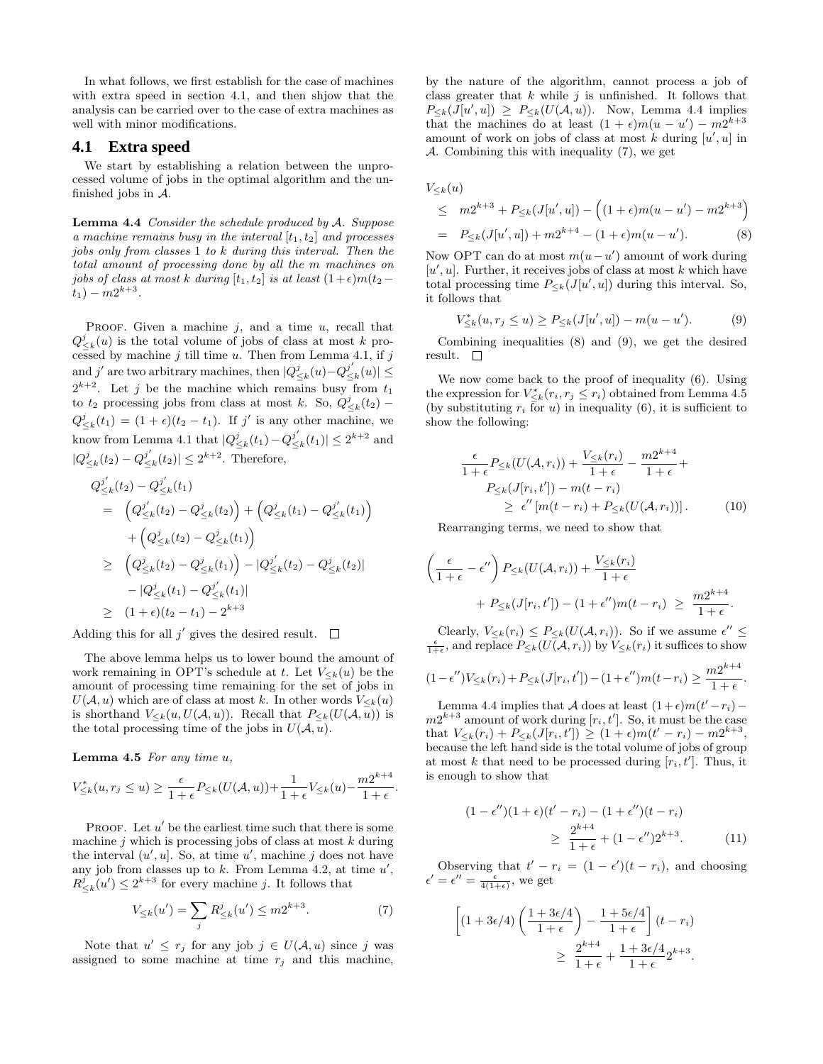In what follows, we first establish for the case of machines with extra speed in section 4.1, and then shjow that the analysis can be carried over to the case of extra machines as well with minor modifications.

## 4.1 Extra speed

We start by establishing a relation between the unprocessed volume of jobs in the optimal algorithm and the unfinished jobs in $\mathcal{A}$.

**Lemma 4.4** *Consider the schedule produced by $\mathcal{A}$. Suppose a machine remains busy in the interval $[t_1, t_2]$ and processes jobs only from classes 1 to $k$ during this interval. Then the total amount of processing done by all the $m$ machines on jobs of class at most $k$ during $[t_1, t_2]$ is at least $(1+\epsilon)m(t_2 - t_1) - m2^{k+3}$.*

PROOF. Given a machine $j$, and a time $u$, recall that $Q^j_{\le k}(u)$ is the total volume of jobs of class at most $k$ processed by machine $j$ till time $u$. Then from Lemma 4.1, if $j$ and $j'$ are two arbitrary machines, then $|Q^j_{\le k}(u) - Q^{j'}_{\le k}(u)| \le 2^{k+2}$. Let $j$ be the machine which remains busy from $t_1$ to $t_2$ processing jobs from class at most $k$. So, $Q^j_{\le k}(t_2) - Q^j_{\le k}(t_1) = (1+\epsilon)(t_2 - t_1)$. If $j'$ is any other machine, we know from Lemma 4.1 that $|Q^j_{\le k}(t_1) - Q^{j'}_{\le k}(t_1)| \le 2^{k+2}$ and $|Q^j_{\le k}(t_2) - Q^{j'}_{\le k}(t_2)| \le 2^{k+2}$. Therefore,

$$
\begin{aligned}
& Q^{j'}_{\le k}(t_2) - Q^{j'}_{\le k}(t_1) \\
&= \left(Q^{j'}_{\le k}(t_2) - Q^{j}_{\le k}(t_2)\right) + \left(Q^{j}_{\le k}(t_1) - Q^{j'}_{\le k}(t_1)\right) \\
&\quad + \left(Q^{j}_{\le k}(t_2) - Q^{j}_{\le k}(t_1)\right) \\
&\ge \left(Q^{j}_{\le k}(t_2) - Q^{j}_{\le k}(t_1)\right) - |Q^{j'}_{\le k}(t_2) - Q^{j}_{\le k}(t_2)| \\
&\quad - |Q^{j}_{\le k}(t_1) - Q^{j'}_{\le k}(t_1)| \\
&\ge (1+\epsilon)(t_2 - t_1) - 2^{k+3}
\end{aligned}
$$

Adding this for all $j'$ gives the desired result. □

The above lemma helps us to lower bound the amount of work remaining in OPT's schedule at $t$. Let $V_{\le k}(u)$ be the amount of processing time remaining for the set of jobs in $U(\mathcal{A}, u)$ which are of class at most $k$. In other words $V_{\le k}(u)$ is shorthand $V_{\le k}(u, U(\mathcal{A}, u))$. Recall that $P_{\le k}(U(\mathcal{A}, u))$ is the total processing time of the jobs in $U(\mathcal{A}, u)$.

**Lemma 4.5** *For any time $u$,*

$$V^*_{\le k}(u, r_j \le u) \ge \frac{\epsilon}{1+\epsilon} P_{\le k}(U(\mathcal{A}, u)) + \frac{1}{1+\epsilon} V_{\le k}(u) - \frac{m2^{k+4}}{1+\epsilon}.$$

PROOF. Let $u'$ be the earliest time such that there is some machine $j$ which is processing jobs of class at most $k$ during the interval $(u', u]$. So, at time $u'$, machine $j$ does not have any job from classes up to $k$. From Lemma 4.2, at time $u'$, $R^j_{\le k}(u') \le 2^{k+3}$ for every machine $j$. It follows that

$$V_{\le k}(u') = \sum_j R^j_{\le k}(u') \le m2^{k+3}. \tag{7}$$

Note that $u' \le r_j$ for any job $j \in U(\mathcal{A}, u)$ since $j$ was assigned to some machine at time $r_j$ and this machine, by the nature of the algorithm, cannot process a job of class greater that $k$ while $j$ is unfinished. It follows that $P_{\le k}(J[u', u]) \ge P_{\le k}(U(\mathcal{A}, u))$. Now, Lemma 4.4 implies that the machines do at least $(1+\epsilon)m(u - u') - m2^{k+3}$ amount of work on jobs of class at most $k$ during $[u', u]$ in $\mathcal{A}$. Combining this with inequality (7), we get

$$
\begin{aligned}
& V_{\le k}(u) \\
&\le m2^{k+3} + P_{\le k}(J[u', u]) - \left((1+\epsilon)m(u - u') - m2^{k+3}\right) \\
&= P_{\le k}(J[u', u]) + m2^{k+4} - (1+\epsilon)m(u - u'). \qquad (8)
\end{aligned}
$$

Now OPT can do at most $m(u - u')$ amount of work during $[u', u]$. Further, it receives jobs of class at most $k$ which have total processing time $P_{\le k}(J[u', u])$ during this interval. So, it follows that

$$V^*_{\le k}(u, r_j \le u) \ge P_{\le k}(J[u', u]) - m(u - u'). \tag{9}$$

Combining inequalities (8) and (9), we get the desired result. □

We now come back to the proof of inequality (6). Using the expression for $V^*_{\le k}(r_i, r_j \le r_i)$ obtained from Lemma 4.5 (by substituting $r_i$ for $u$) in inequality (6), it is sufficient to show the following:

$$
\begin{aligned}
& \frac{\epsilon}{1+\epsilon} P_{\le k}(U(\mathcal{A}, r_i)) + \frac{V_{\le k}(r_i)}{1+\epsilon} - \frac{m2^{k+4}}{1+\epsilon} + \\
& \quad P_{\le k}(J[r_i, t']) - m(t - r_i) \\
& \qquad \ge \epsilon'' \left[m(t - r_i) + P_{\le k}(U(\mathcal{A}, r_i))\right]. \qquad (10)
\end{aligned}
$$

Rearranging terms, we need to show that

$$
\begin{aligned}
& \left(\frac{\epsilon}{1+\epsilon} - \epsilon''\right) P_{\le k}(U(\mathcal{A}, r_i)) + \frac{V_{\le k}(r_i)}{1+\epsilon} \\
& \quad + P_{\le k}(J[r_i, t']) - (1+\epsilon'')m(t - r_i) \ \ge\ \frac{m2^{k+4}}{1+\epsilon}.
\end{aligned}
$$

Clearly, $V_{\le k}(r_i) \le P_{\le k}(U(\mathcal{A}, r_i))$. So if we assume $\epsilon'' \le \frac{\epsilon}{1+\epsilon}$, and replace $P_{\le k}(U(\mathcal{A}, r_i))$ by $V_{\le k}(r_i)$ it suffices to show

$$(1-\epsilon'')V_{\le k}(r_i) + P_{\le k}(J[r_i, t']) - (1+\epsilon'')m(t - r_i) \ge \frac{m2^{k+4}}{1+\epsilon}.$$

Lemma 4.4 implies that $\mathcal{A}$ does at least $(1+\epsilon)m(t' - r_i) - m2^{k+3}$ amount of work during $[r_i, t']$. So, it must be the case that $V_{\le k}(r_i) + P_{\le k}(J[r_i, t']) \ge (1+\epsilon)m(t' - r_i) - m2^{k+3}$, because the left hand side is the total volume of jobs of group at most $k$ that need to be processed during $[r_i, t']$. Thus, it is enough to show that

$$
\begin{aligned}
& (1-\epsilon'')(1+\epsilon)(t' - r_i) - (1+\epsilon'')(t - r_i) \\
& \qquad \ge \frac{2^{k+4}}{1+\epsilon} + (1-\epsilon'')2^{k+3}. \qquad (11)
\end{aligned}
$$

Observing that $t' - r_i = (1-\epsilon')(t - r_i)$, and choosing $\epsilon' = \epsilon'' = \frac{\epsilon}{4(1+\epsilon)}$, we get

$$
\begin{aligned}
& \left[(1+3\epsilon/4)\left(\frac{1+3\epsilon/4}{1+\epsilon}\right) - \frac{1+5\epsilon/4}{1+\epsilon}\right](t - r_i) \\
& \qquad \ge \frac{2^{k+4}}{1+\epsilon} + \frac{1+3\epsilon/4}{1+\epsilon} 2^{k+3}.
\end{aligned}
$$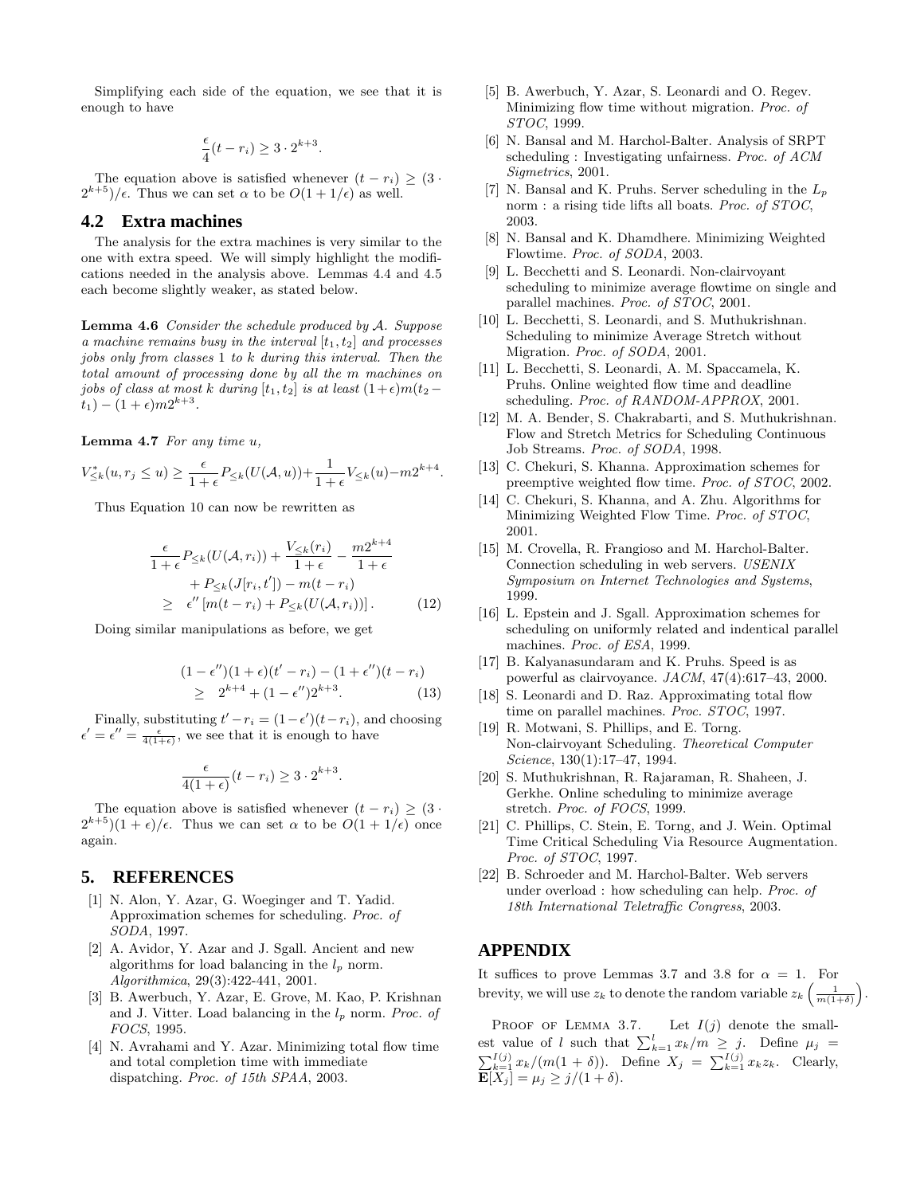Simplifying each side of the equation, we see that it is enough to have

$$\frac{\epsilon}{4}(t - r_i) \geq 3 \cdot 2^{k+3}.$$

The equation above is satisfied whenever $(t - r_i) \geq (3 \cdot 2^{k+5})/\epsilon$. Thus we can set $\alpha$ to be $O(1 + 1/\epsilon)$ as well.

## 4.2 Extra machines

The analysis for the extra machines is very similar to the one with extra speed. We will simply highlight the modifications needed in the analysis above. Lemmas 4.4 and 4.5 each become slightly weaker, as stated below.

**Lemma 4.6** *Consider the schedule produced by $\mathcal{A}$. Suppose a machine remains busy in the interval $[t_1, t_2]$ and processes jobs only from classes 1 to $k$ during this interval. Then the total amount of processing done by all the $m$ machines on jobs of class at most $k$ during $[t_1, t_2]$ is at least $(1+\epsilon)m(t_2 - t_1) - (1 + \epsilon)m2^{k+3}$.*

**Lemma 4.7** *For any time $u$,*

$$V^*_{\leq k}(u, r_j \leq u) \geq \frac{\epsilon}{1+\epsilon} P_{\leq k}(U(\mathcal{A}, u)) + \frac{1}{1+\epsilon} V_{\leq k}(u) - m2^{k+4}.$$

Thus Equation 10 can now be rewritten as

$$\begin{aligned}
&\frac{\epsilon}{1+\epsilon} P_{\leq k}(U(\mathcal{A}, r_i)) + \frac{V_{\leq k}(r_i)}{1+\epsilon} - \frac{m2^{k+4}}{1+\epsilon} \\
&\quad + P_{\leq k}(J[r_i, t']) - m(t - r_i) \\
&\geq \ \epsilon'' \left[ m(t - r_i) + P_{\leq k}(U(\mathcal{A}, r_i)) \right]. \qquad (12)
\end{aligned}$$

Doing similar manipulations as before, we get

$$\begin{aligned}
&(1 - \epsilon'')(1 + \epsilon)(t' - r_i) - (1 + \epsilon'')(t - r_i) \\
&\geq \ 2^{k+4} + (1 - \epsilon'')2^{k+3}. \qquad (13)
\end{aligned}$$

Finally, substituting $t' - r_i = (1 - \epsilon')(t - r_i)$, and choosing $\epsilon' = \epsilon'' = \frac{\epsilon}{4(1+\epsilon)}$, we see that it is enough to have

$$\frac{\epsilon}{4(1+\epsilon)}(t - r_i) \geq 3 \cdot 2^{k+3}.$$

The equation above is satisfied whenever $(t - r_i) \geq (3 \cdot 2^{k+5})(1 + \epsilon)/\epsilon$. Thus we can set $\alpha$ to be $O(1 + 1/\epsilon)$ once again.

## 5. REFERENCES

[1] N. Alon, Y. Azar, G. Woeginger and T. Yadid. Approximation schemes for scheduling. *Proc. of SODA*, 1997.

[2] A. Avidor, Y. Azar and J. Sgall. Ancient and new algorithms for load balancing in the $l_p$ norm. *Algorithmica*, 29(3):422-441, 2001.

[3] B. Awerbuch, Y. Azar, E. Grove, M. Kao, P. Krishnan and J. Vitter. Load balancing in the $l_p$ norm. *Proc. of FOCS*, 1995.

[4] N. Avrahami and Y. Azar. Minimizing total flow time and total completion time with immediate dispatching. *Proc. of 15th SPAA*, 2003.

[5] B. Awerbuch, Y. Azar, S. Leonardi and O. Regev. Minimizing flow time without migration. *Proc. of STOC*, 1999.

[6] N. Bansal and M. Harchol-Balter. Analysis of SRPT scheduling : Investigating unfairness. *Proc. of ACM Sigmetrics*, 2001.

[7] N. Bansal and K. Pruhs. Server scheduling in the $L_p$ norm : a rising tide lifts all boats. *Proc. of STOC*, 2003.

[8] N. Bansal and K. Dhamdhere. Minimizing Weighted Flowtime. *Proc. of SODA*, 2003.

[9] L. Becchetti and S. Leonardi. Non-clairvoyant scheduling to minimize average flowtime on single and parallel machines. *Proc. of STOC*, 2001.

[10] L. Becchetti, S. Leonardi, and S. Muthukrishnan. Scheduling to minimize Average Stretch without Migration. *Proc. of SODA*, 2001.

[11] L. Becchetti, S. Leonardi, A. M. Spaccamela, K. Pruhs. Online weighted flow time and deadline scheduling. *Proc. of RANDOM-APPROX*, 2001.

[12] M. A. Bender, S. Chakrabarti, and S. Muthukrishnan. Flow and Stretch Metrics for Scheduling Continuous Job Streams. *Proc. of SODA*, 1998.

[13] C. Chekuri, S. Khanna. Approximation schemes for preemptive weighted flow time. *Proc. of STOC*, 2002.

[14] C. Chekuri, S. Khanna, and A. Zhu. Algorithms for Minimizing Weighted Flow Time. *Proc. of STOC*, 2001.

[15] M. Crovella, R. Frangioso and M. Harchol-Balter. Connection scheduling in web servers. *USENIX Symposium on Internet Technologies and Systems*, 1999.

[16] L. Epstein and J. Sgall. Approximation schemes for scheduling on uniformly related and indentical parallel machines. *Proc. of ESA*, 1999.

[17] B. Kalyanasundaram and K. Pruhs. Speed is as powerful as clairvoyance. *JACM*, 47(4):617–43, 2000.

[18] S. Leonardi and D. Raz. Approximating total flow time on parallel machines. *Proc. STOC*, 1997.

[19] R. Motwani, S. Phillips, and E. Torng. Non-clairvoyant Scheduling. *Theoretical Computer Science*, 130(1):17–47, 1994.

[20] S. Muthukrishnan, R. Rajaraman, R. Shaheen, J. Gerkhe. Online scheduling to minimize average stretch. *Proc. of FOCS*, 1999.

[21] C. Phillips, C. Stein, E. Torng, and J. Wein. Optimal Time Critical Scheduling Via Resource Augmentation. *Proc. of STOC*, 1997.

[22] B. Schroeder and M. Harchol-Balter. Web servers under overload : how scheduling can help. *Proc. of 18th International Teletraffic Congress*, 2003.

## APPENDIX

It suffices to prove Lemmas 3.7 and 3.8 for $\alpha = 1$. For brevity, we will use $z_k$ to denote the random variable $z_k\left(\frac{1}{m(1+\delta)}\right)$.

Proof of Lemma 3.7. Let $I(j)$ denote the smallest value of $l$ such that $\sum_{k=1}^{l} x_k/m \geq j$. Define $\mu_j = \sum_{k=1}^{I(j)} x_k/(m(1+\delta))$. Define $X_j = \sum_{k=1}^{I(j)} x_k z_k$. Clearly, $\mathbf{E}[X_j] = \mu_j \geq j/(1+\delta)$.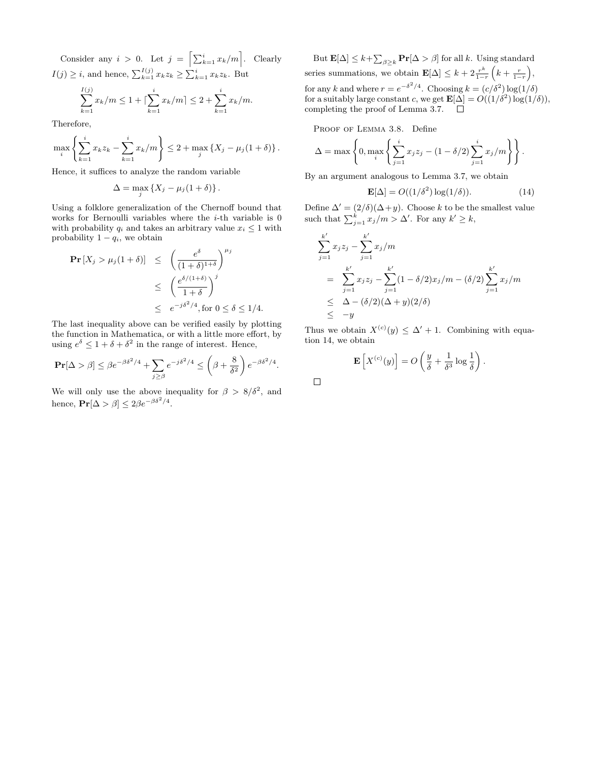Consider any $i > 0$. Let $j = \left\lceil \sum_{k=1}^{i} x_k/m \right\rceil$. Clearly $I(j) \geq i$, and hence, $\sum_{k=1}^{I(j)} x_k z_k \geq \sum_{k=1}^{i} x_k z_k$. But

$$\sum_{k=1}^{I(j)} x_k/m \leq 1 + \lceil \sum_{k=1}^{i} x_k/m \rceil \leq 2 + \sum_{k=1}^{i} x_k/m.$$

Therefore,

$$\max_i \left\{ \sum_{k=1}^{i} x_k z_k - \sum_{k=1}^{i} x_k/m \right\} \leq 2 + \max_j \left\{ X_j - \mu_j(1+\delta) \right\}.$$

Hence, it suffices to analyze the random variable

$$\Delta = \max_j \left\{ X_j - \mu_j(1+\delta) \right\}.$$

Using a folklore generalization of the Chernoff bound that works for Bernoulli variables where the $i$-th variable is 0 with probability $q_i$ and takes an arbitrary value $x_i \leq 1$ with probability $1 - q_i$, we obtain

$$\begin{aligned}
\mathbf{Pr}\left[X_j > \mu_j(1+\delta)\right] &\leq \left( \frac{e^{\delta}}{(1+\delta)^{1+\delta}} \right)^{\mu_j} \\
&\leq \left( \frac{e^{\delta/(1+\delta)}}{1+\delta} \right)^{j} \\
&\leq e^{-j\delta^2/4}, \text{for } 0 \leq \delta \leq 1/4.
\end{aligned}$$

The last inequality above can be verified easily by plotting the function in Mathematica, or with a little more effort, by using $e^{\delta} \leq 1 + \delta + \delta^2$ in the range of interest. Hence,

$$\mathbf{Pr}[\Delta > \beta] \leq \beta e^{-\beta\delta^2/4} + \sum_{j \geq \beta} e^{-j\delta^2/4} \leq \left( \beta + \frac{8}{\delta^2} \right) e^{-\beta\delta^2/4}.$$

We will only use the above inequality for $\beta > 8/\delta^2$, and hence, $\mathbf{Pr}[\Delta > \beta] \leq 2\beta e^{-\beta\delta^2/4}$.

But $\mathbf{E}[\Delta] \leq k + \sum_{\beta \geq k} \mathbf{Pr}[\Delta > \beta]$ for all $k$. Using standard series summations, we obtain $\mathbf{E}[\Delta] \leq k + 2\frac{r^k}{1-r}\left(k + \frac{r}{1-r}\right)$, for any $k$ and where $r = e^{-\delta^2/4}$. Choosing $k = (c/\delta^2)\log(1/\delta)$ for a suitably large constant $c$, we get $\mathbf{E}[\Delta] = O((1/\delta^2)\log(1/\delta))$, completing the proof of Lemma 3.7. □

Proof of Lemma 3.8. Define

$$\Delta = \max\left\{ 0, \max_i \left\{ \sum_{j=1}^{i} x_j z_j - (1 - \delta/2) \sum_{j=1}^{i} x_j/m \right\} \right\}.$$

By an argument analogous to Lemma 3.7, we obtain

$$\mathbf{E}[\Delta] = O((1/\delta^2)\log(1/\delta)). \tag{14}$$

Define $\Delta' = (2/\delta)(\Delta + y)$. Choose $k$ to be the smallest value such that $\sum_{j=1}^{k} x_j/m > \Delta'$. For any $k' \geq k$,

$$\begin{aligned}
&\sum_{j=1}^{k'} x_j z_j - \sum_{j=1}^{k'} x_j/m \\
&= \sum_{j=1}^{k'} x_j z_j - \sum_{j=1}^{k'} (1 - \delta/2) x_j/m - (\delta/2) \sum_{j=1}^{k'} x_j/m \\
&\leq \Delta - (\delta/2)(\Delta + y)(2/\delta) \\
&\leq -y
\end{aligned}$$

Thus we obtain $X^{(c)}(y) \leq \Delta' + 1$. Combining with equation 14, we obtain

$$\mathbf{E}\left[X^{(c)}(y)\right] = O\left( \frac{y}{\delta} + \frac{1}{\delta^3} \log \frac{1}{\delta} \right).$$

□